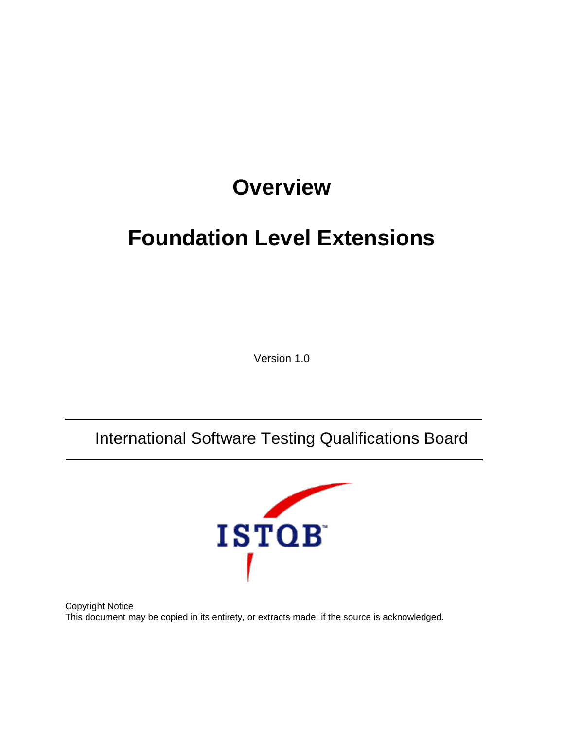# Overview

# Foundation Level Extensions

Version 1.0

International Software Testing Qualifications Board

Copyright Notice
This document may be copied in its entirety, or extracts made, if the source is acknowledged.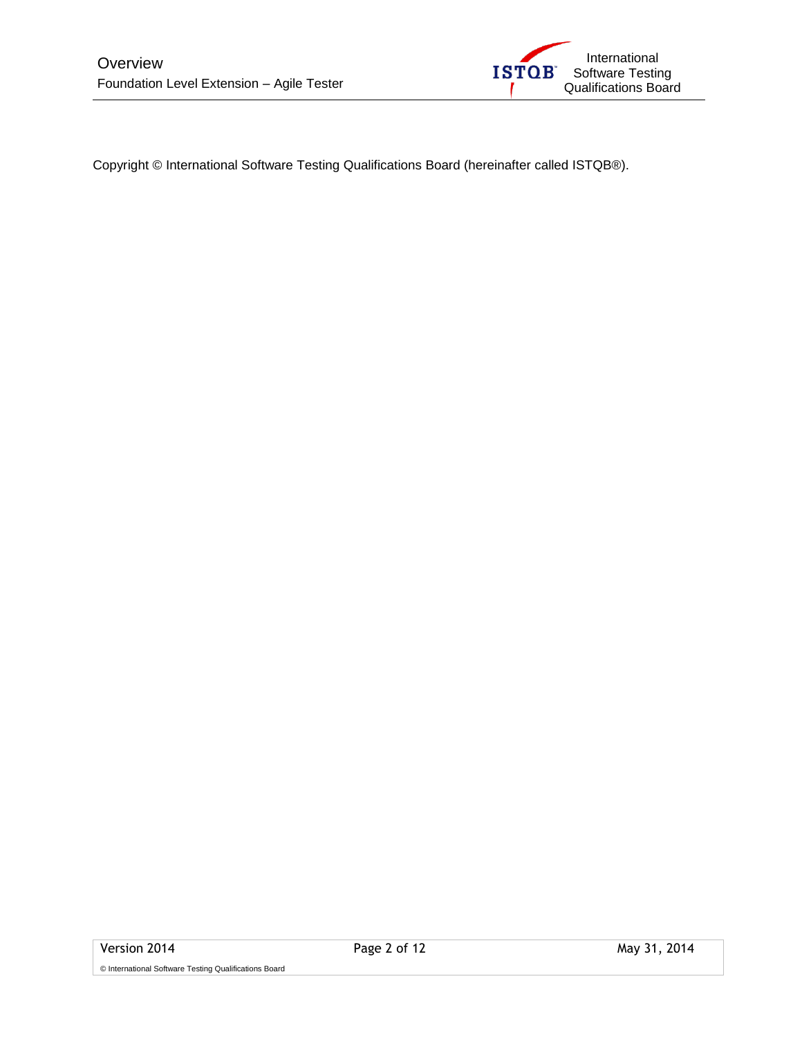Copyright © International Software Testing Qualifications Board (hereinafter called ISTQB®).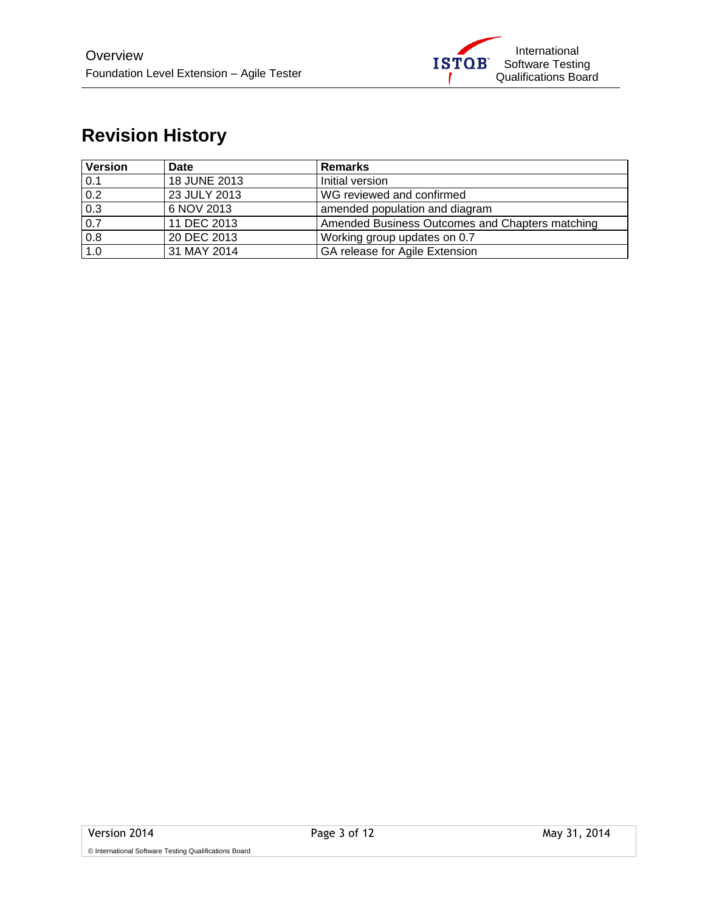# Revision History

| Version | Date | Remarks |
|---|---|---|
| 0.1 | 18 JUNE 2013 | Initial version |
| 0.2 | 23 JULY 2013 | WG reviewed and confirmed |
| 0.3 | 6 NOV 2013 | amended population and diagram |
| 0.7 | 11 DEC 2013 | Amended Business Outcomes and Chapters matching |
| 0.8 | 20 DEC 2013 | Working group updates on 0.7 |
| 1.0 | 31 MAY 2014 | GA release for Agile Extension |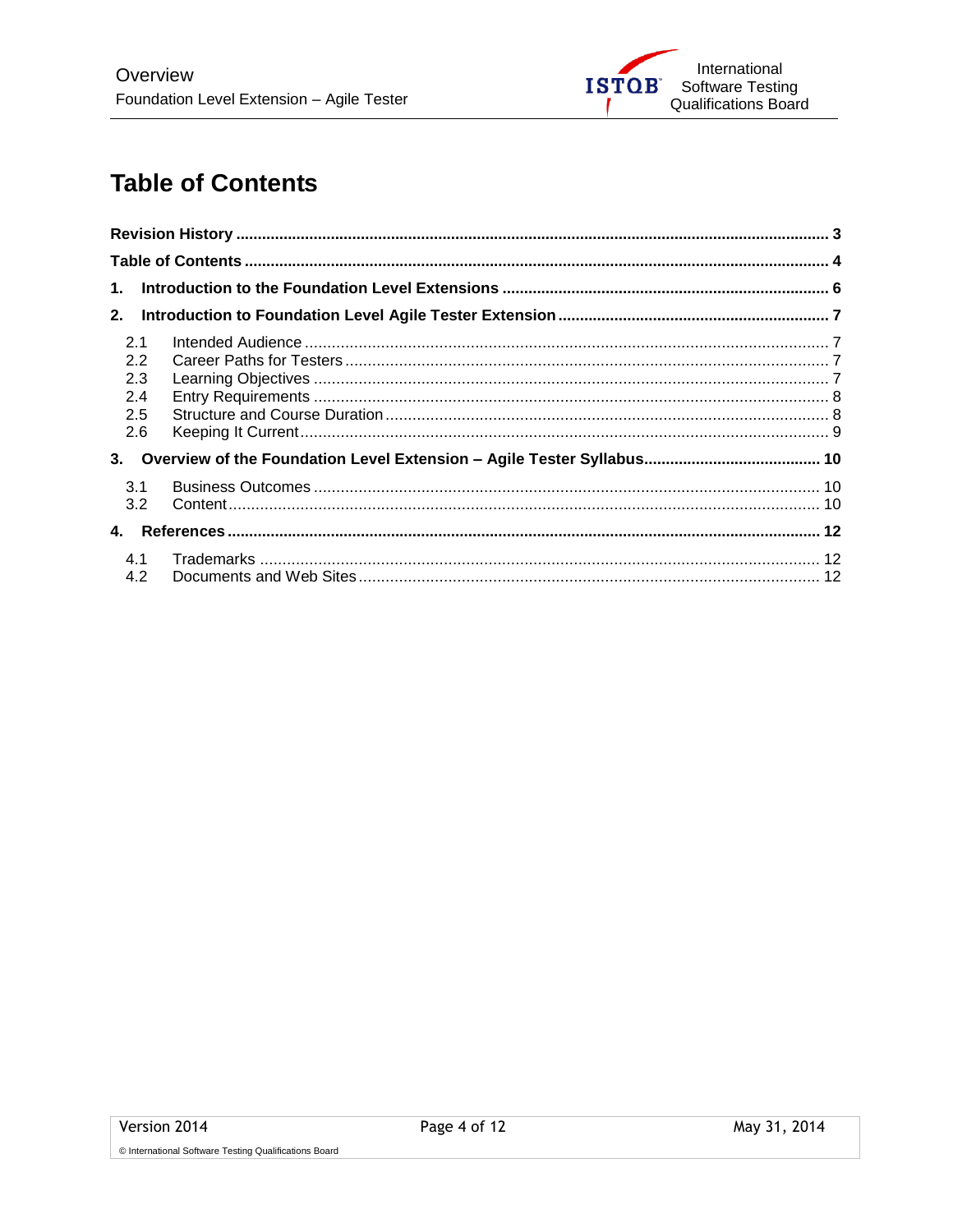# Table of Contents

**Revision History** ........................................................................................................ 3

**Table of Contents** ....................................................................................................... 4

**1. Introduction to the Foundation Level Extensions** ........................................................... 6

**2. Introduction to Foundation Level Agile Tester Extension** ............................................... 7

- 2.1 Intended Audience ..................................................................................................... 7
- 2.2 Career Paths for Testers ............................................................................................ 7
- 2.3 Learning Objectives ................................................................................................... 7
- 2.4 Entry Requirements ................................................................................................... 8
- 2.5 Structure and Course Duration .................................................................................. 8
- 2.6 Keeping It Current ...................................................................................................... 9

**3. Overview of the Foundation Level Extension – Agile Tester Syllabus** .............................. 10

- 3.1 Business Outcomes ................................................................................................. 10
- 3.2 Content .................................................................................................................... 10

**4. References** ............................................................................................................... 12

- 4.1 Trademarks ............................................................................................................. 12
- 4.2 Documents and Web Sites ........................................................................................ 12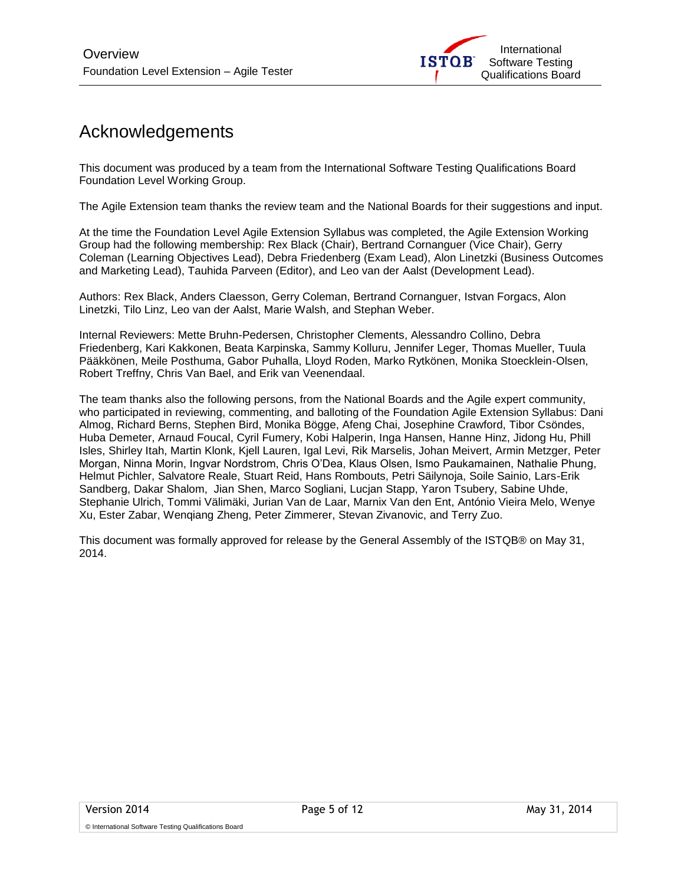# Acknowledgements

This document was produced by a team from the International Software Testing Qualifications Board Foundation Level Working Group.

The Agile Extension team thanks the review team and the National Boards for their suggestions and input.

At the time the Foundation Level Agile Extension Syllabus was completed, the Agile Extension Working Group had the following membership: Rex Black (Chair), Bertrand Cornanguer (Vice Chair), Gerry Coleman (Learning Objectives Lead), Debra Friedenberg (Exam Lead), Alon Linetzki (Business Outcomes and Marketing Lead), Tauhida Parveen (Editor), and Leo van der Aalst (Development Lead).

Authors: Rex Black, Anders Claesson, Gerry Coleman, Bertrand Cornanguer, Istvan Forgacs, Alon Linetzki, Tilo Linz, Leo van der Aalst, Marie Walsh, and Stephan Weber.

Internal Reviewers: Mette Bruhn-Pedersen, Christopher Clements, Alessandro Collino, Debra Friedenberg, Kari Kakkonen, Beata Karpinska, Sammy Kolluru, Jennifer Leger, Thomas Mueller, Tuula Pääkkönen, Meile Posthuma, Gabor Puhalla, Lloyd Roden, Marko Rytkönen, Monika Stoecklein-Olsen, Robert Treffny, Chris Van Bael, and Erik van Veenendaal.

The team thanks also the following persons, from the National Boards and the Agile expert community, who participated in reviewing, commenting, and balloting of the Foundation Agile Extension Syllabus: Dani Almog, Richard Berns, Stephen Bird, Monika Bögge, Afeng Chai, Josephine Crawford, Tibor Csöndes, Huba Demeter, Arnaud Foucal, Cyril Fumery, Kobi Halperin, Inga Hansen, Hanne Hinz, Jidong Hu, Phill Isles, Shirley Itah, Martin Klonk, Kjell Lauren, Igal Levi, Rik Marselis, Johan Meivert, Armin Metzger, Peter Morgan, Ninna Morin, Ingvar Nordstrom, Chris O'Dea, Klaus Olsen, Ismo Paukamainen, Nathalie Phung, Helmut Pichler, Salvatore Reale, Stuart Reid, Hans Rombouts, Petri Säilynoja, Soile Sainio, Lars-Erik Sandberg, Dakar Shalom, Jian Shen, Marco Sogliani, Lucjan Stapp, Yaron Tsubery, Sabine Uhde, Stephanie Ulrich, Tommi Välimäki, Jurian Van de Laar, Marnix Van den Ent, António Vieira Melo, Wenye Xu, Ester Zabar, Wenqiang Zheng, Peter Zimmerer, Stevan Zivanovic, and Terry Zuo.

This document was formally approved for release by the General Assembly of the ISTQB® on May 31, 2014.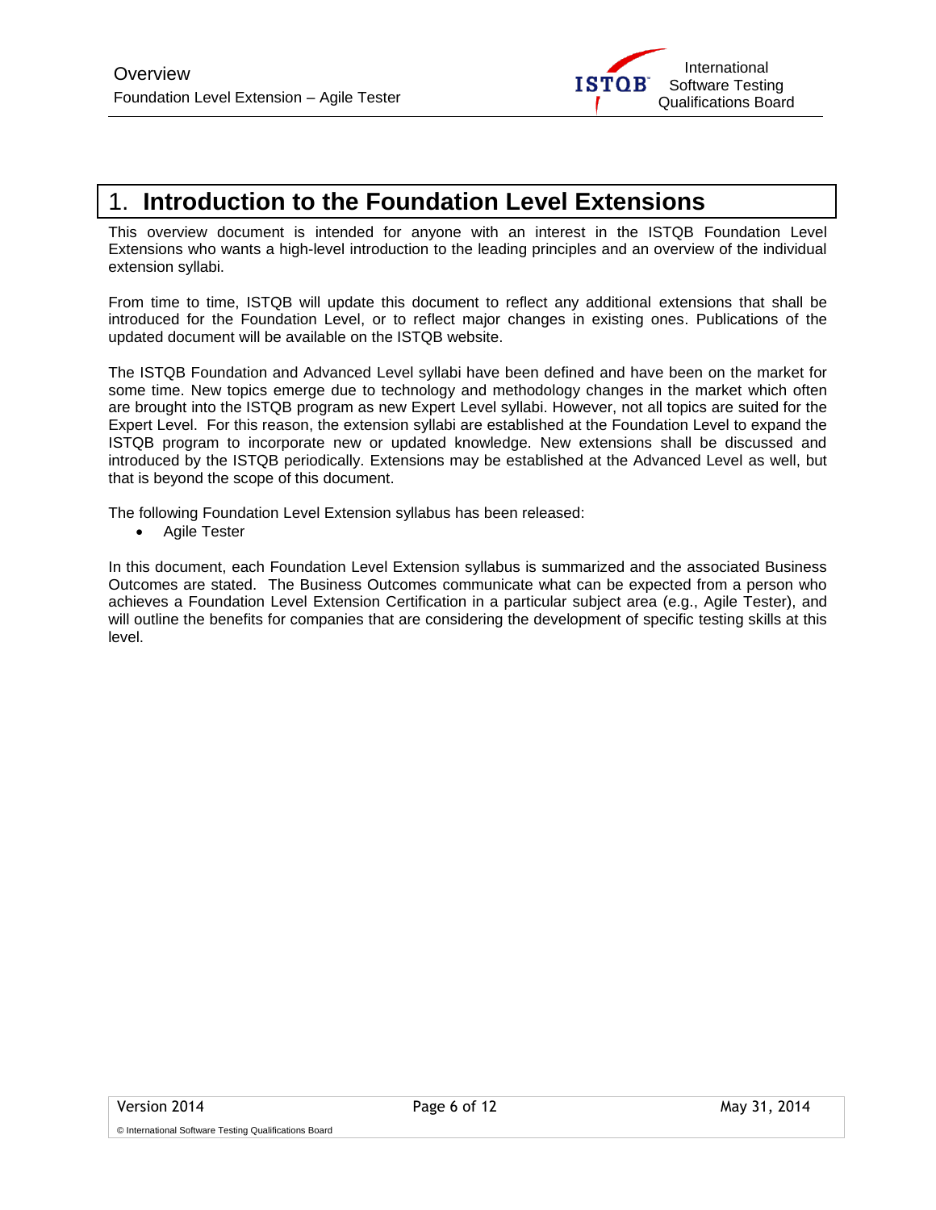# 1. Introduction to the Foundation Level Extensions

This overview document is intended for anyone with an interest in the ISTQB Foundation Level Extensions who wants a high-level introduction to the leading principles and an overview of the individual extension syllabi.

From time to time, ISTQB will update this document to reflect any additional extensions that shall be introduced for the Foundation Level, or to reflect major changes in existing ones. Publications of the updated document will be available on the ISTQB website.

The ISTQB Foundation and Advanced Level syllabi have been defined and have been on the market for some time. New topics emerge due to technology and methodology changes in the market which often are brought into the ISTQB program as new Expert Level syllabi. However, not all topics are suited for the Expert Level. For this reason, the extension syllabi are established at the Foundation Level to expand the ISTQB program to incorporate new or updated knowledge. New extensions shall be discussed and introduced by the ISTQB periodically. Extensions may be established at the Advanced Level as well, but that is beyond the scope of this document.

The following Foundation Level Extension syllabus has been released:

- Agile Tester

In this document, each Foundation Level Extension syllabus is summarized and the associated Business Outcomes are stated. The Business Outcomes communicate what can be expected from a person who achieves a Foundation Level Extension Certification in a particular subject area (e.g., Agile Tester), and will outline the benefits for companies that are considering the development of specific testing skills at this level.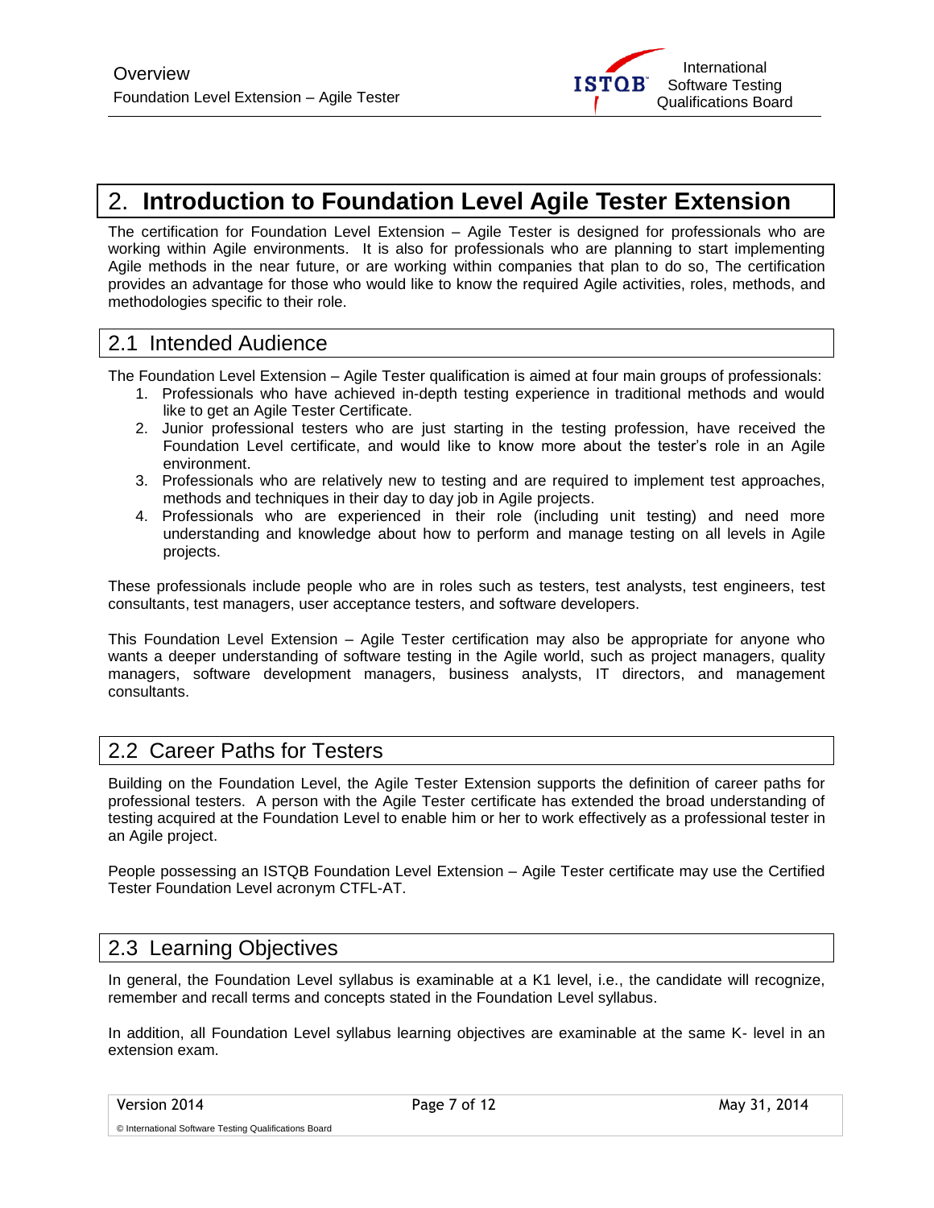# 2. Introduction to Foundation Level Agile Tester Extension

The certification for Foundation Level Extension – Agile Tester is designed for professionals who are working within Agile environments. It is also for professionals who are planning to start implementing Agile methods in the near future, or are working within companies that plan to do so, The certification provides an advantage for those who would like to know the required Agile activities, roles, methods, and methodologies specific to their role.

## 2.1 Intended Audience

The Foundation Level Extension – Agile Tester qualification is aimed at four main groups of professionals:

1. Professionals who have achieved in-depth testing experience in traditional methods and would like to get an Agile Tester Certificate.
2. Junior professional testers who are just starting in the testing profession, have received the Foundation Level certificate, and would like to know more about the tester's role in an Agile environment.
3. Professionals who are relatively new to testing and are required to implement test approaches, methods and techniques in their day to day job in Agile projects.
4. Professionals who are experienced in their role (including unit testing) and need more understanding and knowledge about how to perform and manage testing on all levels in Agile projects.

These professionals include people who are in roles such as testers, test analysts, test engineers, test consultants, test managers, user acceptance testers, and software developers.

This Foundation Level Extension – Agile Tester certification may also be appropriate for anyone who wants a deeper understanding of software testing in the Agile world, such as project managers, quality managers, software development managers, business analysts, IT directors, and management consultants.

## 2.2 Career Paths for Testers

Building on the Foundation Level, the Agile Tester Extension supports the definition of career paths for professional testers. A person with the Agile Tester certificate has extended the broad understanding of testing acquired at the Foundation Level to enable him or her to work effectively as a professional tester in an Agile project.

People possessing an ISTQB Foundation Level Extension – Agile Tester certificate may use the Certified Tester Foundation Level acronym CTFL-AT.

## 2.3 Learning Objectives

In general, the Foundation Level syllabus is examinable at a K1 level, i.e., the candidate will recognize, remember and recall terms and concepts stated in the Foundation Level syllabus.

In addition, all Foundation Level syllabus learning objectives are examinable at the same K- level in an extension exam.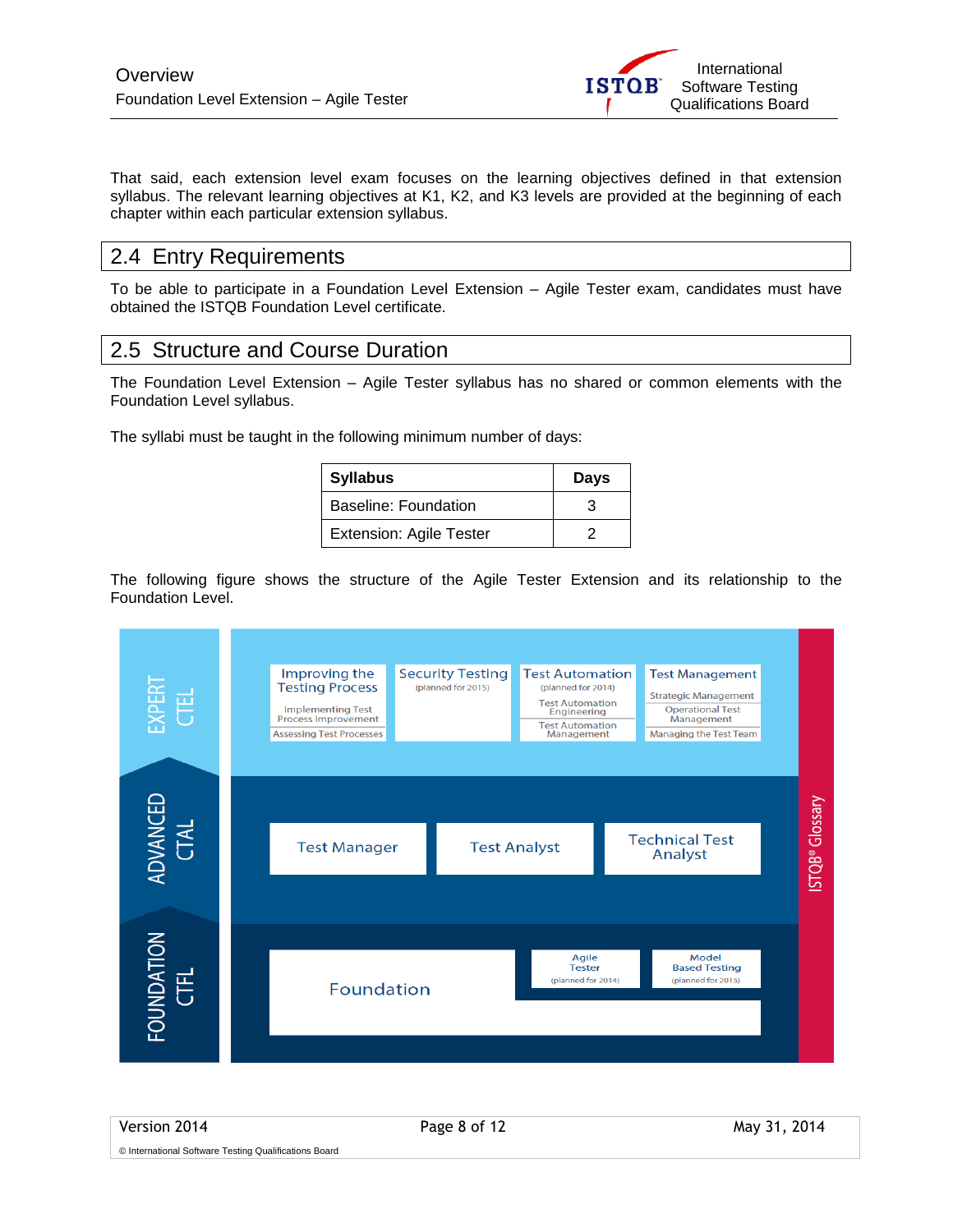That said, each extension level exam focuses on the learning objectives defined in that extension syllabus. The relevant learning objectives at K1, K2, and K3 levels are provided at the beginning of each chapter within each particular extension syllabus.

## 2.4 Entry Requirements

To be able to participate in a Foundation Level Extension – Agile Tester exam, candidates must have obtained the ISTQB Foundation Level certificate.

## 2.5 Structure and Course Duration

The Foundation Level Extension – Agile Tester syllabus has no shared or common elements with the Foundation Level syllabus.

The syllabi must be taught in the following minimum number of days:

| Syllabus | Days |
|---|---|
| Baseline: Foundation | 3 |
| Extension: Agile Tester | 2 |

The following figure shows the structure of the Agile Tester Extension and its relationship to the Foundation Level.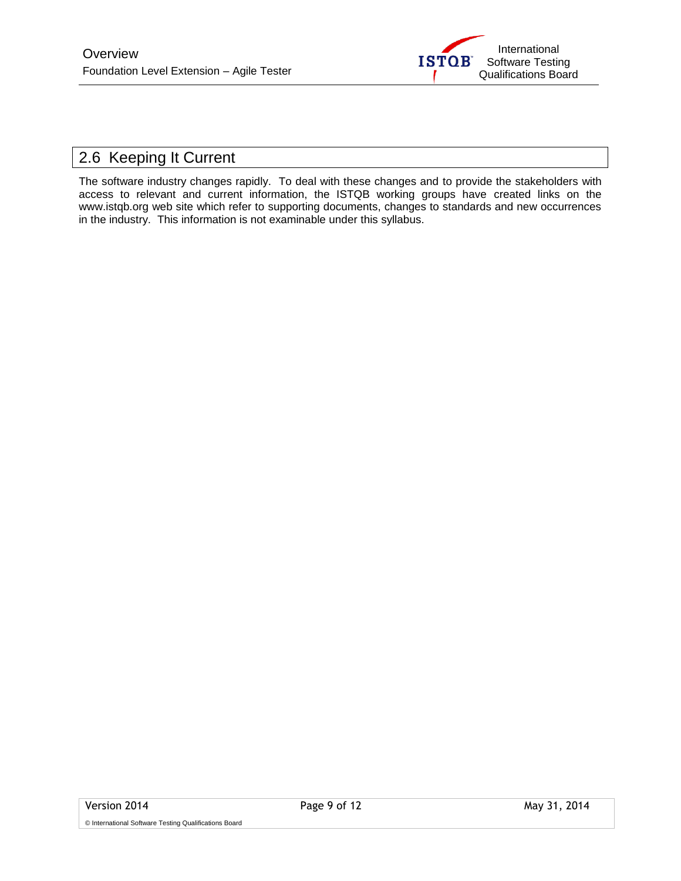## 2.6 Keeping It Current

The software industry changes rapidly. To deal with these changes and to provide the stakeholders with access to relevant and current information, the ISTQB working groups have created links on the www.istqb.org web site which refer to supporting documents, changes to standards and new occurrences in the industry. This information is not examinable under this syllabus.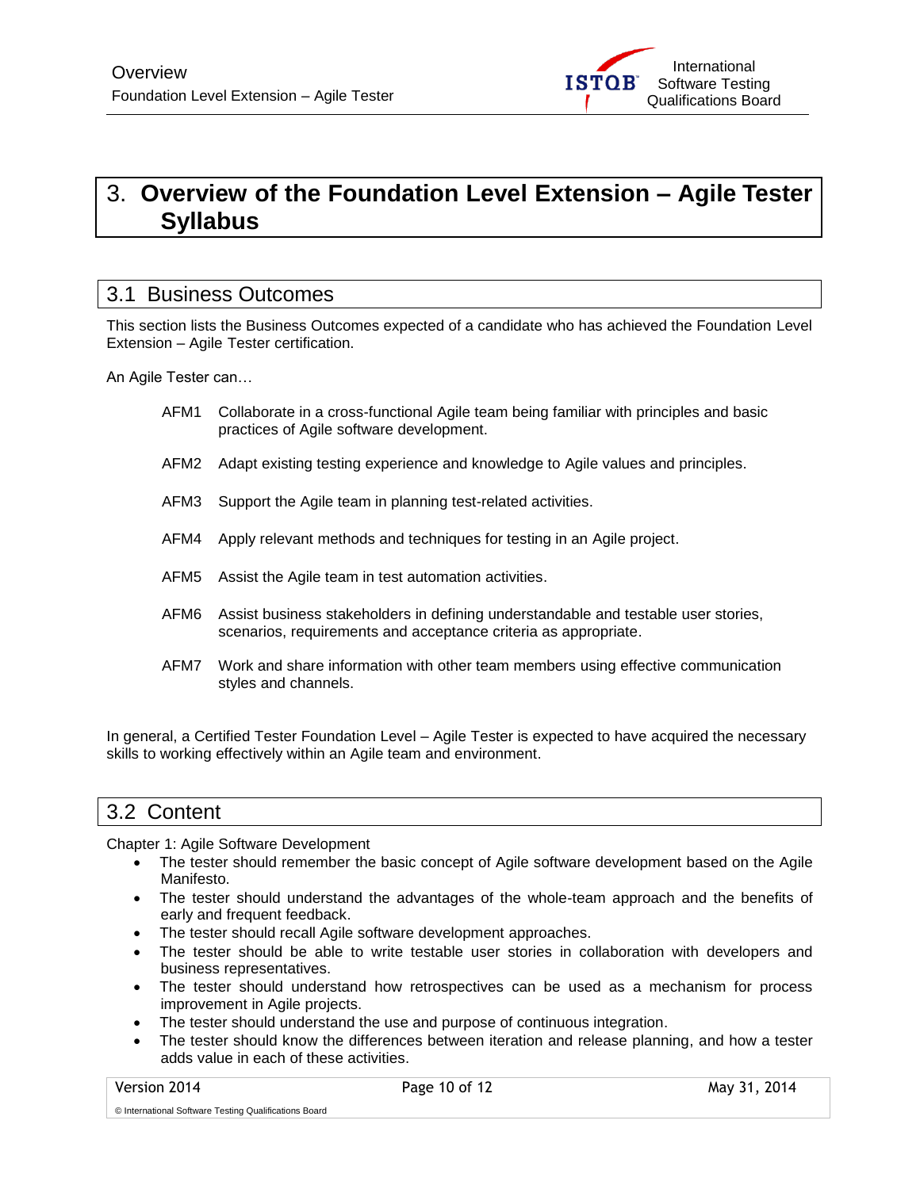# 3. Overview of the Foundation Level Extension – Agile Tester Syllabus

## 3.1 Business Outcomes

This section lists the Business Outcomes expected of a candidate who has achieved the Foundation Level Extension – Agile Tester certification.

An Agile Tester can…

- AFM1 Collaborate in a cross-functional Agile team being familiar with principles and basic practices of Agile software development.
- AFM2 Adapt existing testing experience and knowledge to Agile values and principles.
- AFM3 Support the Agile team in planning test-related activities.
- AFM4 Apply relevant methods and techniques for testing in an Agile project.
- AFM5 Assist the Agile team in test automation activities.
- AFM6 Assist business stakeholders in defining understandable and testable user stories, scenarios, requirements and acceptance criteria as appropriate.
- AFM7 Work and share information with other team members using effective communication styles and channels.

In general, a Certified Tester Foundation Level – Agile Tester is expected to have acquired the necessary skills to working effectively within an Agile team and environment.

## 3.2 Content

Chapter 1: Agile Software Development

- The tester should remember the basic concept of Agile software development based on the Agile Manifesto.
- The tester should understand the advantages of the whole-team approach and the benefits of early and frequent feedback.
- The tester should recall Agile software development approaches.
- The tester should be able to write testable user stories in collaboration with developers and business representatives.
- The tester should understand how retrospectives can be used as a mechanism for process improvement in Agile projects.
- The tester should understand the use and purpose of continuous integration.
- The tester should know the differences between iteration and release planning, and how a tester adds value in each of these activities.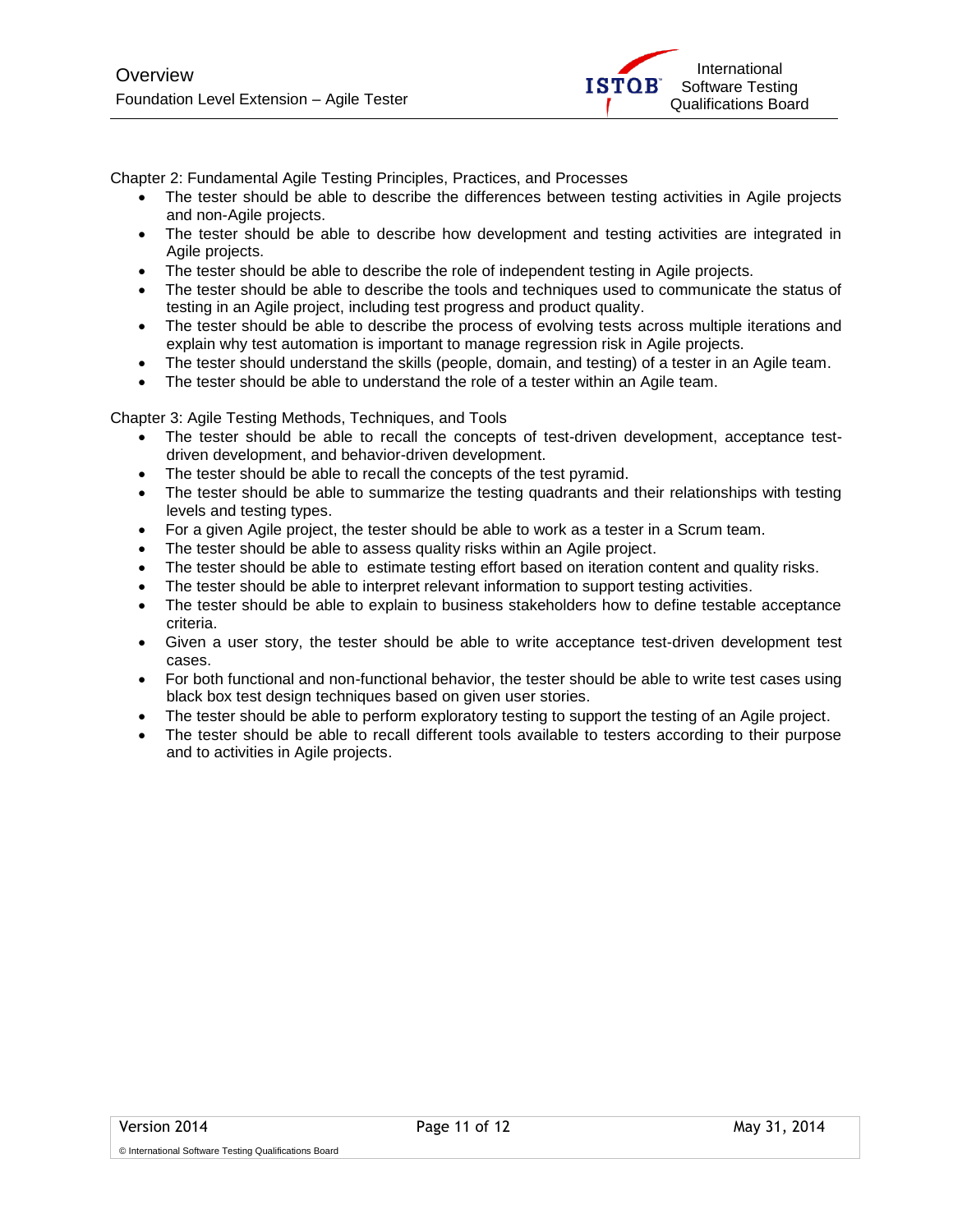Chapter 2: Fundamental Agile Testing Principles, Practices, and Processes

- The tester should be able to describe the differences between testing activities in Agile projects and non-Agile projects.
- The tester should be able to describe how development and testing activities are integrated in Agile projects.
- The tester should be able to describe the role of independent testing in Agile projects.
- The tester should be able to describe the tools and techniques used to communicate the status of testing in an Agile project, including test progress and product quality.
- The tester should be able to describe the process of evolving tests across multiple iterations and explain why test automation is important to manage regression risk in Agile projects.
- The tester should understand the skills (people, domain, and testing) of a tester in an Agile team.
- The tester should be able to understand the role of a tester within an Agile team.

Chapter 3: Agile Testing Methods, Techniques, and Tools

- The tester should be able to recall the concepts of test-driven development, acceptance test-driven development, and behavior-driven development.
- The tester should be able to recall the concepts of the test pyramid.
- The tester should be able to summarize the testing quadrants and their relationships with testing levels and testing types.
- For a given Agile project, the tester should be able to work as a tester in a Scrum team.
- The tester should be able to assess quality risks within an Agile project.
- The tester should be able to estimate testing effort based on iteration content and quality risks.
- The tester should be able to interpret relevant information to support testing activities.
- The tester should be able to explain to business stakeholders how to define testable acceptance criteria.
- Given a user story, the tester should be able to write acceptance test-driven development test cases.
- For both functional and non-functional behavior, the tester should be able to write test cases using black box test design techniques based on given user stories.
- The tester should be able to perform exploratory testing to support the testing of an Agile project.
- The tester should be able to recall different tools available to testers according to their purpose and to activities in Agile projects.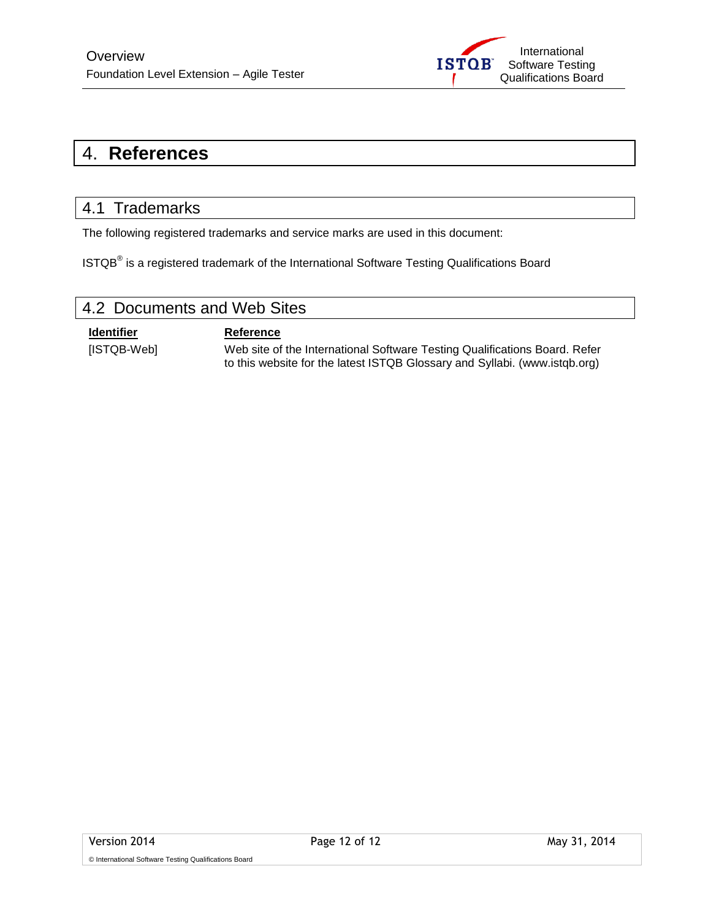# 4. References

## 4.1 Trademarks

The following registered trademarks and service marks are used in this document:

ISTQB® is a registered trademark of the International Software Testing Qualifications Board

## 4.2 Documents and Web Sites

| Identifier | Reference |
| --- | --- |
| [ISTQB-Web] | Web site of the International Software Testing Qualifications Board. Refer to this website for the latest ISTQB Glossary and Syllabi. (www.istqb.org) |